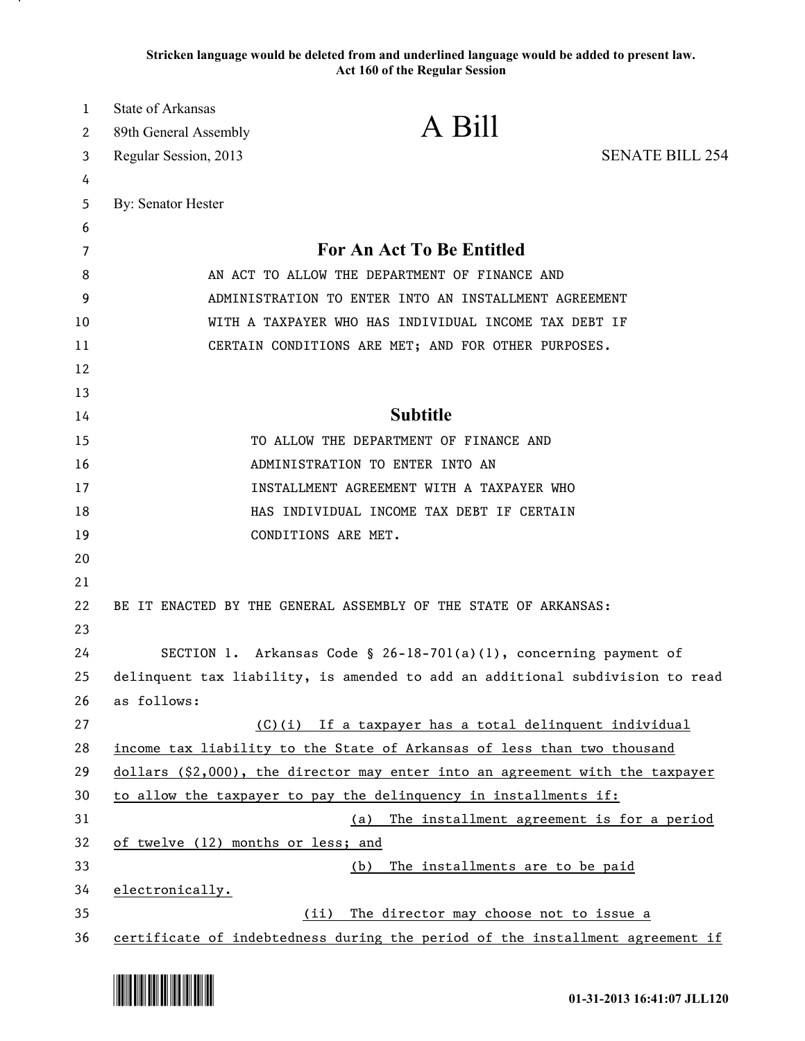**Stricken language would be deleted from and underlined language would be added to present law.**
**Act 160 of the Regular Session**

State of Arkansas
89th General Assembly
Regular Session, 2013

# A Bill

SENATE BILL 254

By: Senator Hester

## For An Act To Be Entitled

AN ACT TO ALLOW THE DEPARTMENT OF FINANCE AND ADMINISTRATION TO ENTER INTO AN INSTALLMENT AGREEMENT WITH A TAXPAYER WHO HAS INDIVIDUAL INCOME TAX DEBT IF CERTAIN CONDITIONS ARE MET; AND FOR OTHER PURPOSES.

## Subtitle

TO ALLOW THE DEPARTMENT OF FINANCE AND ADMINISTRATION TO ENTER INTO AN INSTALLMENT AGREEMENT WITH A TAXPAYER WHO HAS INDIVIDUAL INCOME TAX DEBT IF CERTAIN CONDITIONS ARE MET.

BE IT ENACTED BY THE GENERAL ASSEMBLY OF THE STATE OF ARKANSAS:

SECTION 1. Arkansas Code § 26-18-701(a)(1), concerning payment of delinquent tax liability, is amended to add an additional subdivision to read as follows:

(C)(i) If a taxpayer has a total delinquent individual income tax liability to the State of Arkansas of less than two thousand dollars ($2,000), the director may enter into an agreement with the taxpayer to allow the taxpayer to pay the delinquency in installments if:

(a) The installment agreement is for a period of twelve (12) months or less; and

(b) The installments are to be paid electronically.

(ii) The director may choose not to issue a certificate of indebtedness during the period of the installment agreement if

01-31-2013 16:41:07 JLL120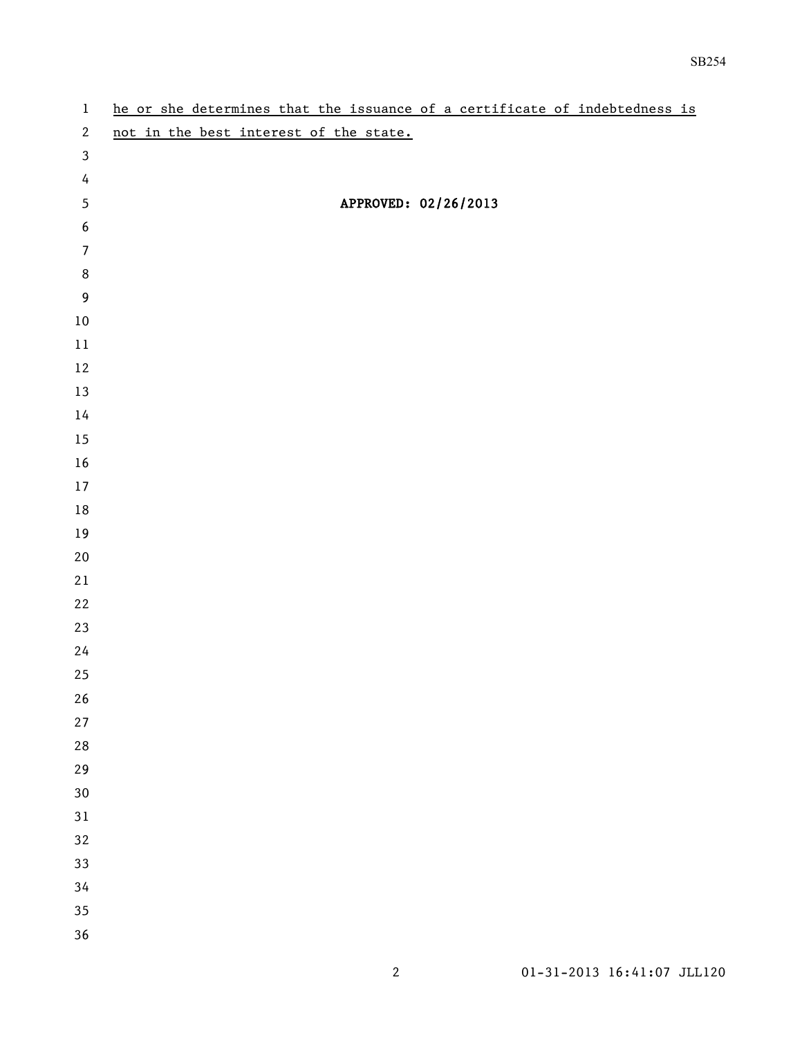<u>he or she determines that the issuance of a certificate of indebtedness is not in the best interest of the state.</u>

**APPROVED: 02/26/2013**